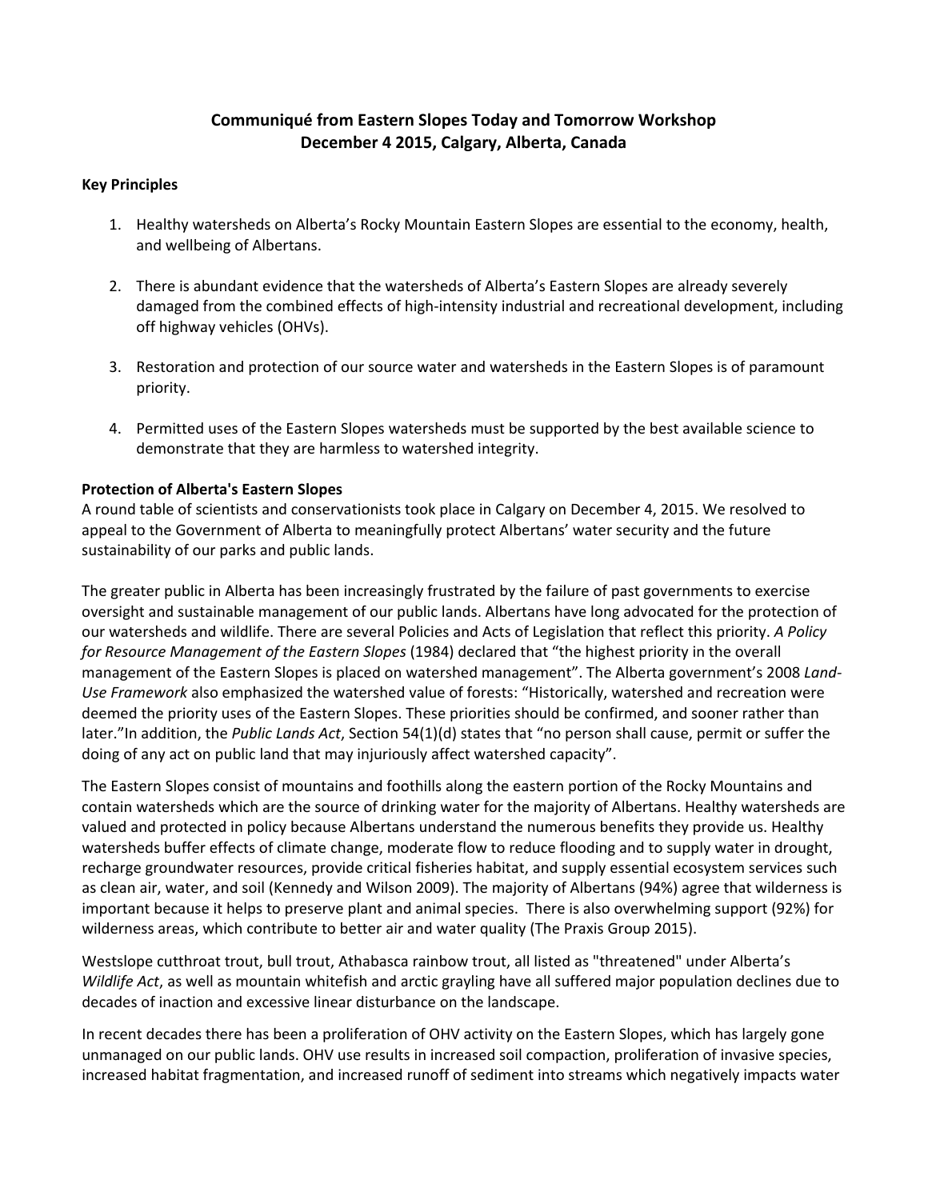# Communiqué from Eastern Slopes Today and Tomorrow Workshop
# December 4 2015, Calgary, Alberta, Canada

## Key Principles

1. Healthy watersheds on Alberta's Rocky Mountain Eastern Slopes are essential to the economy, health, and wellbeing of Albertans.

2. There is abundant evidence that the watersheds of Alberta's Eastern Slopes are already severely damaged from the combined effects of high-intensity industrial and recreational development, including off highway vehicles (OHVs).

3. Restoration and protection of our source water and watersheds in the Eastern Slopes is of paramount priority.

4. Permitted uses of the Eastern Slopes watersheds must be supported by the best available science to demonstrate that they are harmless to watershed integrity.

## Protection of Alberta's Eastern Slopes

A round table of scientists and conservationists took place in Calgary on December 4, 2015. We resolved to appeal to the Government of Alberta to meaningfully protect Albertans' water security and the future sustainability of our parks and public lands.

The greater public in Alberta has been increasingly frustrated by the failure of past governments to exercise oversight and sustainable management of our public lands. Albertans have long advocated for the protection of our watersheds and wildlife. There are several Policies and Acts of Legislation that reflect this priority. *A Policy for Resource Management of the Eastern Slopes* (1984) declared that "the highest priority in the overall management of the Eastern Slopes is placed on watershed management". The Alberta government's 2008 *Land-Use Framework* also emphasized the watershed value of forests: "Historically, watershed and recreation were deemed the priority uses of the Eastern Slopes. These priorities should be confirmed, and sooner rather than later."In addition, the *Public Lands Act*, Section 54(1)(d) states that "no person shall cause, permit or suffer the doing of any act on public land that may injuriously affect watershed capacity".

The Eastern Slopes consist of mountains and foothills along the eastern portion of the Rocky Mountains and contain watersheds which are the source of drinking water for the majority of Albertans. Healthy watersheds are valued and protected in policy because Albertans understand the numerous benefits they provide us. Healthy watersheds buffer effects of climate change, moderate flow to reduce flooding and to supply water in drought, recharge groundwater resources, provide critical fisheries habitat, and supply essential ecosystem services such as clean air, water, and soil (Kennedy and Wilson 2009). The majority of Albertans (94%) agree that wilderness is important because it helps to preserve plant and animal species. There is also overwhelming support (92%) for wilderness areas, which contribute to better air and water quality (The Praxis Group 2015).

Westslope cutthroat trout, bull trout, Athabasca rainbow trout, all listed as "threatened" under Alberta's *Wildlife Act*, as well as mountain whitefish and arctic grayling have all suffered major population declines due to decades of inaction and excessive linear disturbance on the landscape.

In recent decades there has been a proliferation of OHV activity on the Eastern Slopes, which has largely gone unmanaged on our public lands. OHV use results in increased soil compaction, proliferation of invasive species, increased habitat fragmentation, and increased runoff of sediment into streams which negatively impacts water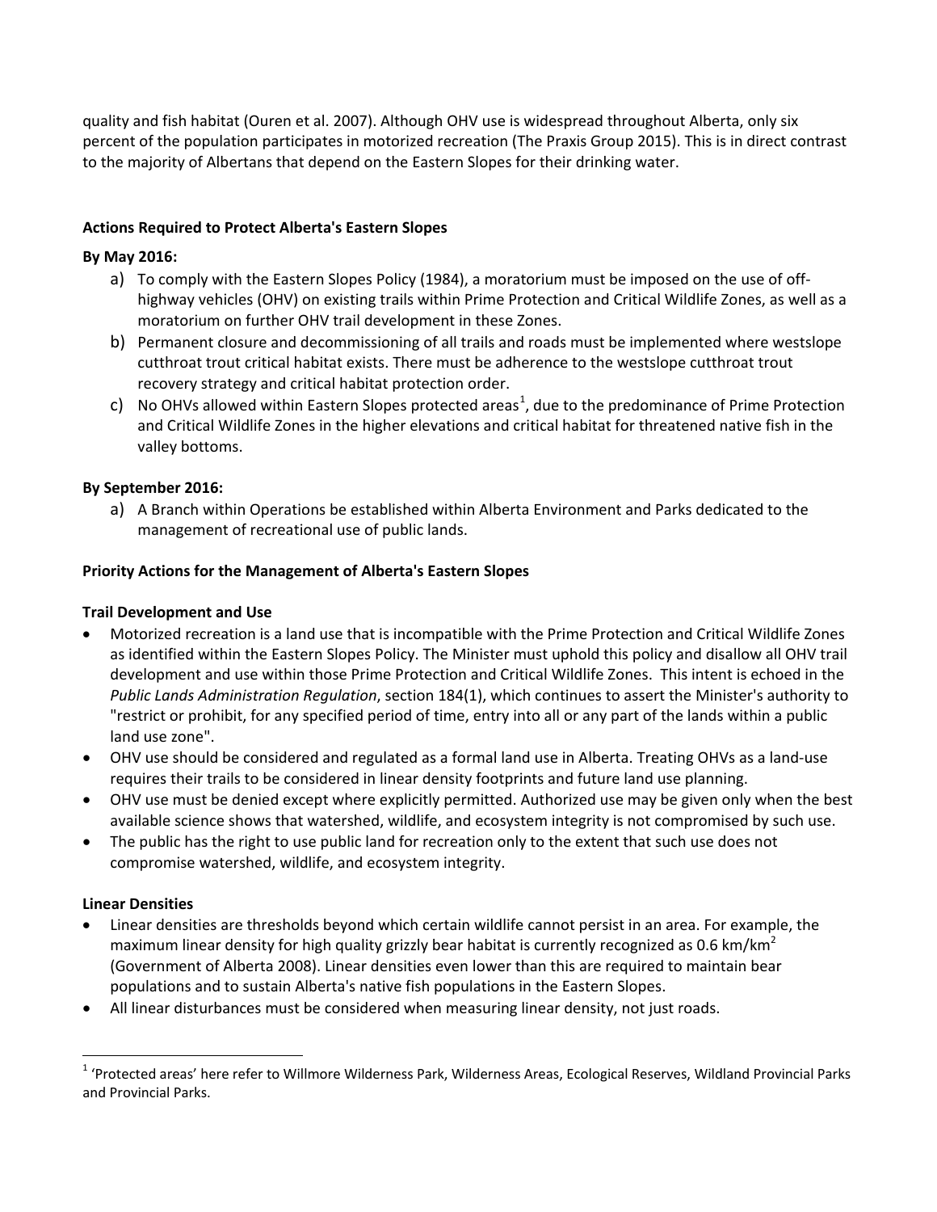quality and fish habitat (Ouren et al. 2007). Although OHV use is widespread throughout Alberta, only six percent of the population participates in motorized recreation (The Praxis Group 2015). This is in direct contrast to the majority of Albertans that depend on the Eastern Slopes for their drinking water.

**Actions Required to Protect Alberta's Eastern Slopes**

**By May 2016:**

a) To comply with the Eastern Slopes Policy (1984), a moratorium must be imposed on the use of off-highway vehicles (OHV) on existing trails within Prime Protection and Critical Wildlife Zones, as well as a moratorium on further OHV trail development in these Zones.

b) Permanent closure and decommissioning of all trails and roads must be implemented where westslope cutthroat trout critical habitat exists. There must be adherence to the westslope cutthroat trout recovery strategy and critical habitat protection order.

c) No OHVs allowed within Eastern Slopes protected areas[1], due to the predominance of Prime Protection and Critical Wildlife Zones in the higher elevations and critical habitat for threatened native fish in the valley bottoms.

**By September 2016:**

a) A Branch within Operations be established within Alberta Environment and Parks dedicated to the management of recreational use of public lands.

**Priority Actions for the Management of Alberta's Eastern Slopes**

**Trail Development and Use**

- Motorized recreation is a land use that is incompatible with the Prime Protection and Critical Wildlife Zones as identified within the Eastern Slopes Policy. The Minister must uphold this policy and disallow all OHV trail development and use within those Prime Protection and Critical Wildlife Zones. This intent is echoed in the *Public Lands Administration Regulation*, section 184(1), which continues to assert the Minister's authority to "restrict or prohibit, for any specified period of time, entry into all or any part of the lands within a public land use zone".
- OHV use should be considered and regulated as a formal land use in Alberta. Treating OHVs as a land-use requires their trails to be considered in linear density footprints and future land use planning.
- OHV use must be denied except where explicitly permitted. Authorized use may be given only when the best available science shows that watershed, wildlife, and ecosystem integrity is not compromised by such use.
- The public has the right to use public land for recreation only to the extent that such use does not compromise watershed, wildlife, and ecosystem integrity.

**Linear Densities**

- Linear densities are thresholds beyond which certain wildlife cannot persist in an area. For example, the maximum linear density for high quality grizzly bear habitat is currently recognized as 0.6 $km/km^2$ (Government of Alberta 2008). Linear densities even lower than this are required to maintain bear populations and to sustain Alberta's native fish populations in the Eastern Slopes.
- All linear disturbances must be considered when measuring linear density, not just roads.

[1] 'Protected areas' here refer to Willmore Wilderness Park, Wilderness Areas, Ecological Reserves, Wildland Provincial Parks and Provincial Parks.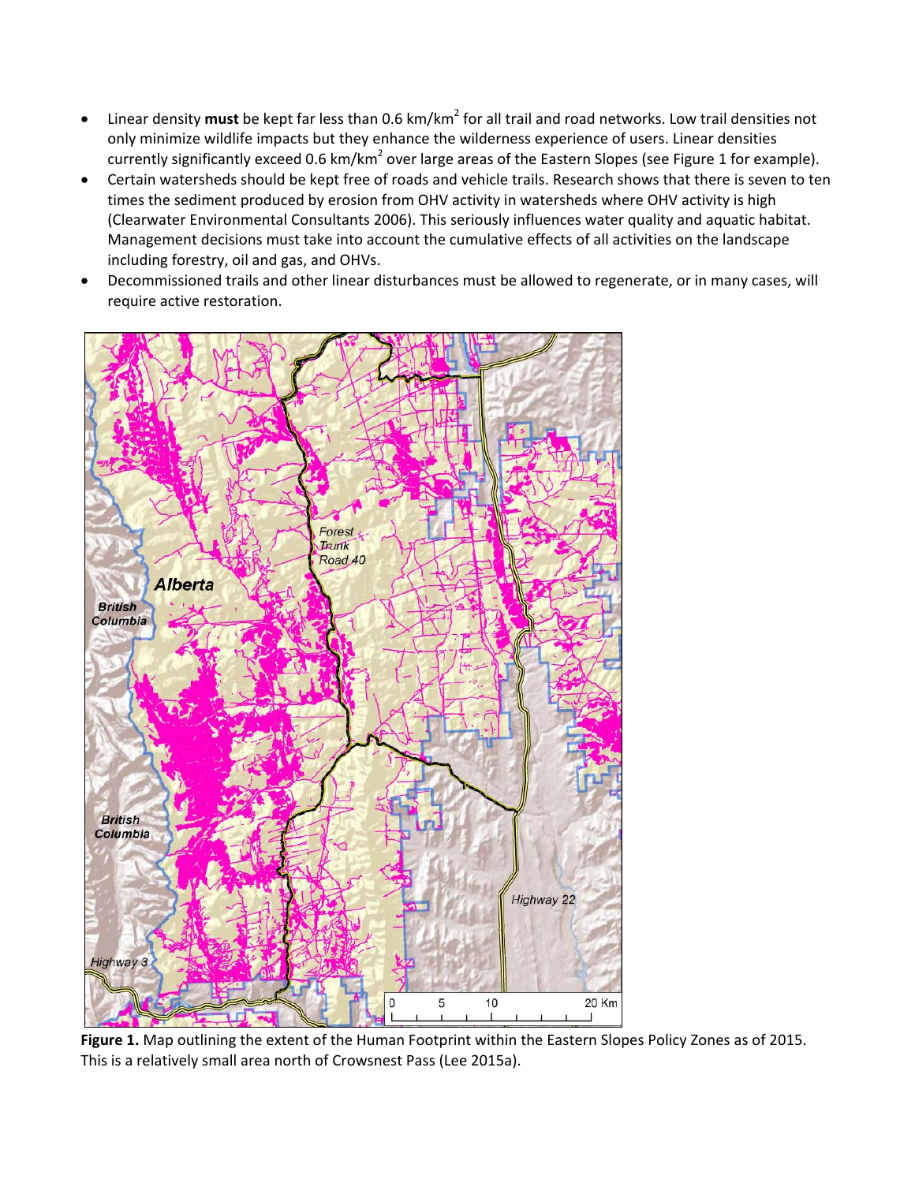- Linear density **must** be kept far less than 0.6 km/km$^2$ for all trail and road networks. Low trail densities not only minimize wildlife impacts but they enhance the wilderness experience of users. Linear densities currently significantly exceed 0.6 km/km$^2$ over large areas of the Eastern Slopes (see Figure 1 for example).
- Certain watersheds should be kept free of roads and vehicle trails. Research shows that there is seven to ten times the sediment produced by erosion from OHV activity in watersheds where OHV activity is high (Clearwater Environmental Consultants 2006). This seriously influences water quality and aquatic habitat. Management decisions must take into account the cumulative effects of all activities on the landscape including forestry, oil and gas, and OHVs.
- Decommissioned trails and other linear disturbances must be allowed to regenerate, or in many cases, will require active restoration.

**Figure 1.** Map outlining the extent of the Human Footprint within the Eastern Slopes Policy Zones as of 2015. This is a relatively small area north of Crowsnest Pass (Lee 2015a).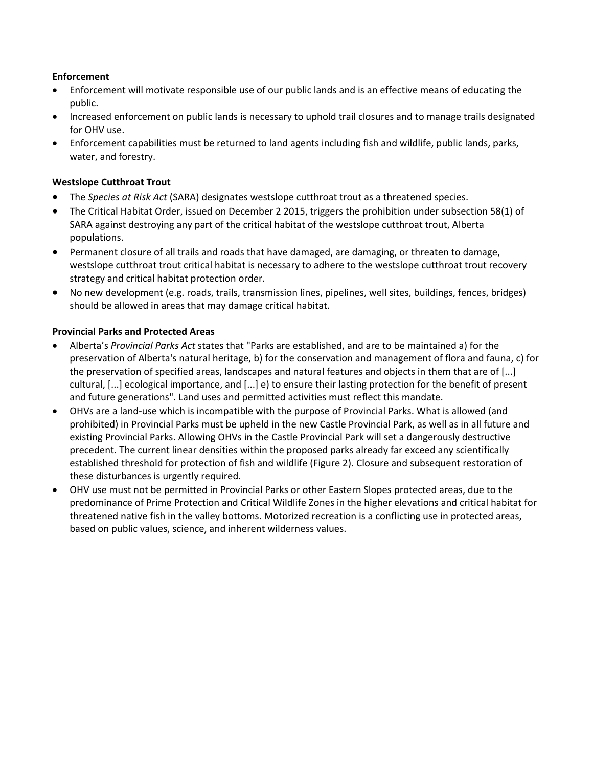**Enforcement**

- Enforcement will motivate responsible use of our public lands and is an effective means of educating the public.
- Increased enforcement on public lands is necessary to uphold trail closures and to manage trails designated for OHV use.
- Enforcement capabilities must be returned to land agents including fish and wildlife, public lands, parks, water, and forestry.

**Westslope Cutthroat Trout**

- The *Species at Risk Act* (SARA) designates westslope cutthroat trout as a threatened species.
- The Critical Habitat Order, issued on December 2 2015, triggers the prohibition under subsection 58(1) of SARA against destroying any part of the critical habitat of the westslope cutthroat trout, Alberta populations.
- Permanent closure of all trails and roads that have damaged, are damaging, or threaten to damage, westslope cutthroat trout critical habitat is necessary to adhere to the westslope cutthroat trout recovery strategy and critical habitat protection order.
- No new development (e.g. roads, trails, transmission lines, pipelines, well sites, buildings, fences, bridges) should be allowed in areas that may damage critical habitat.

**Provincial Parks and Protected Areas**

- Alberta's *Provincial Parks Act* states that "Parks are established, and are to be maintained a) for the preservation of Alberta's natural heritage, b) for the conservation and management of flora and fauna, c) for the preservation of specified areas, landscapes and natural features and objects in them that are of [...] cultural, [...] ecological importance, and [...] e) to ensure their lasting protection for the benefit of present and future generations". Land uses and permitted activities must reflect this mandate.
- OHVs are a land-use which is incompatible with the purpose of Provincial Parks. What is allowed (and prohibited) in Provincial Parks must be upheld in the new Castle Provincial Park, as well as in all future and existing Provincial Parks. Allowing OHVs in the Castle Provincial Park will set a dangerously destructive precedent. The current linear densities within the proposed parks already far exceed any scientifically established threshold for protection of fish and wildlife (Figure 2). Closure and subsequent restoration of these disturbances is urgently required.
- OHV use must not be permitted in Provincial Parks or other Eastern Slopes protected areas, due to the predominance of Prime Protection and Critical Wildlife Zones in the higher elevations and critical habitat for threatened native fish in the valley bottoms. Motorized recreation is a conflicting use in protected areas, based on public values, science, and inherent wilderness values.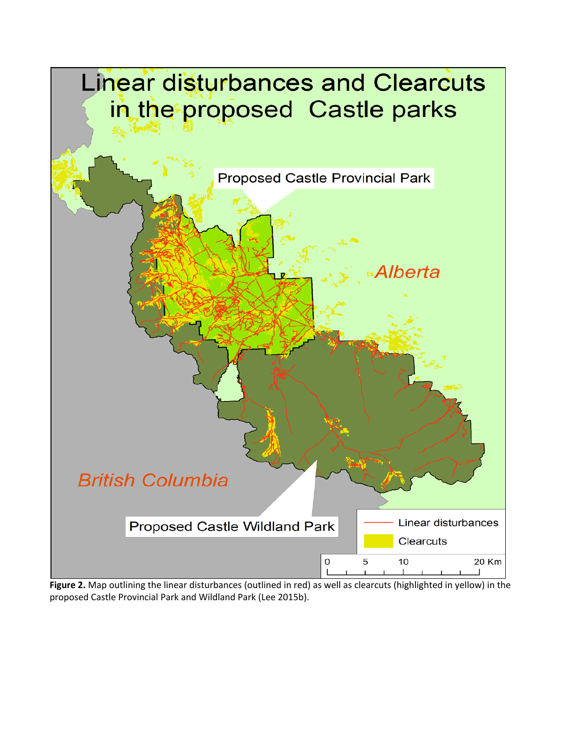**Figure 2.** Map outlining the linear disturbances (outlined in red) as well as clearcuts (highlighted in yellow) in the proposed Castle Provincial Park and Wildland Park (Lee 2015b).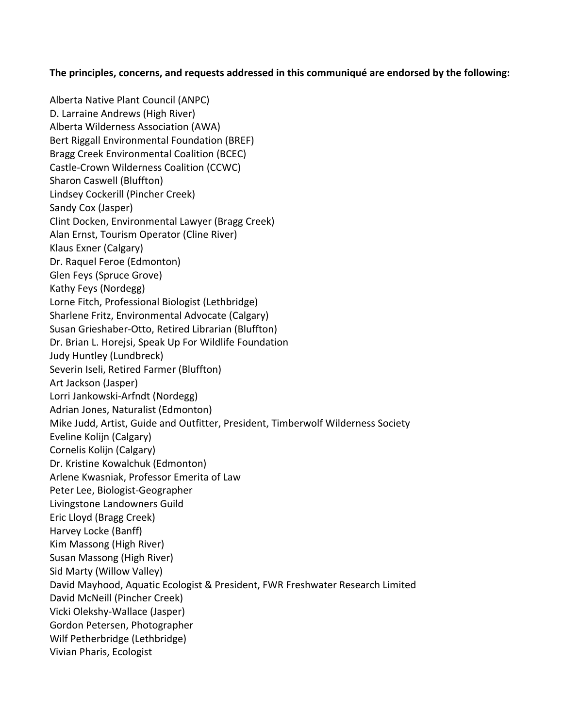**The principles, concerns, and requests addressed in this communiqué are endorsed by the following:**

Alberta Native Plant Council (ANPC)
D. Larraine Andrews (High River)
Alberta Wilderness Association (AWA)
Bert Riggall Environmental Foundation (BREF)
Bragg Creek Environmental Coalition (BCEC)
Castle-Crown Wilderness Coalition (CCWC)
Sharon Caswell (Bluffton)
Lindsey Cockerill (Pincher Creek)
Sandy Cox (Jasper)
Clint Docken, Environmental Lawyer (Bragg Creek)
Alan Ernst, Tourism Operator (Cline River)
Klaus Exner (Calgary)
Dr. Raquel Feroe (Edmonton)
Glen Feys (Spruce Grove)
Kathy Feys (Nordegg)
Lorne Fitch, Professional Biologist (Lethbridge)
Sharlene Fritz, Environmental Advocate (Calgary)
Susan Grieshaber-Otto, Retired Librarian (Bluffton)
Dr. Brian L. Horejsi, Speak Up For Wildlife Foundation
Judy Huntley (Lundbreck)
Severin Iseli, Retired Farmer (Bluffton)
Art Jackson (Jasper)
Lorri Jankowski-Arfndt (Nordegg)
Adrian Jones, Naturalist (Edmonton)
Mike Judd, Artist, Guide and Outfitter, President, Timberwolf Wilderness Society
Eveline Kolijn (Calgary)
Cornelis Kolijn (Calgary)
Dr. Kristine Kowalchuk (Edmonton)
Arlene Kwasniak, Professor Emerita of Law
Peter Lee, Biologist-Geographer
Livingstone Landowners Guild
Eric Lloyd (Bragg Creek)
Harvey Locke (Banff)
Kim Massong (High River)
Susan Massong (High River)
Sid Marty (Willow Valley)
David Mayhood, Aquatic Ecologist & President, FWR Freshwater Research Limited
David McNeill (Pincher Creek)
Vicki Olekshy-Wallace (Jasper)
Gordon Petersen, Photographer
Wilf Petherbridge (Lethbridge)
Vivian Pharis, Ecologist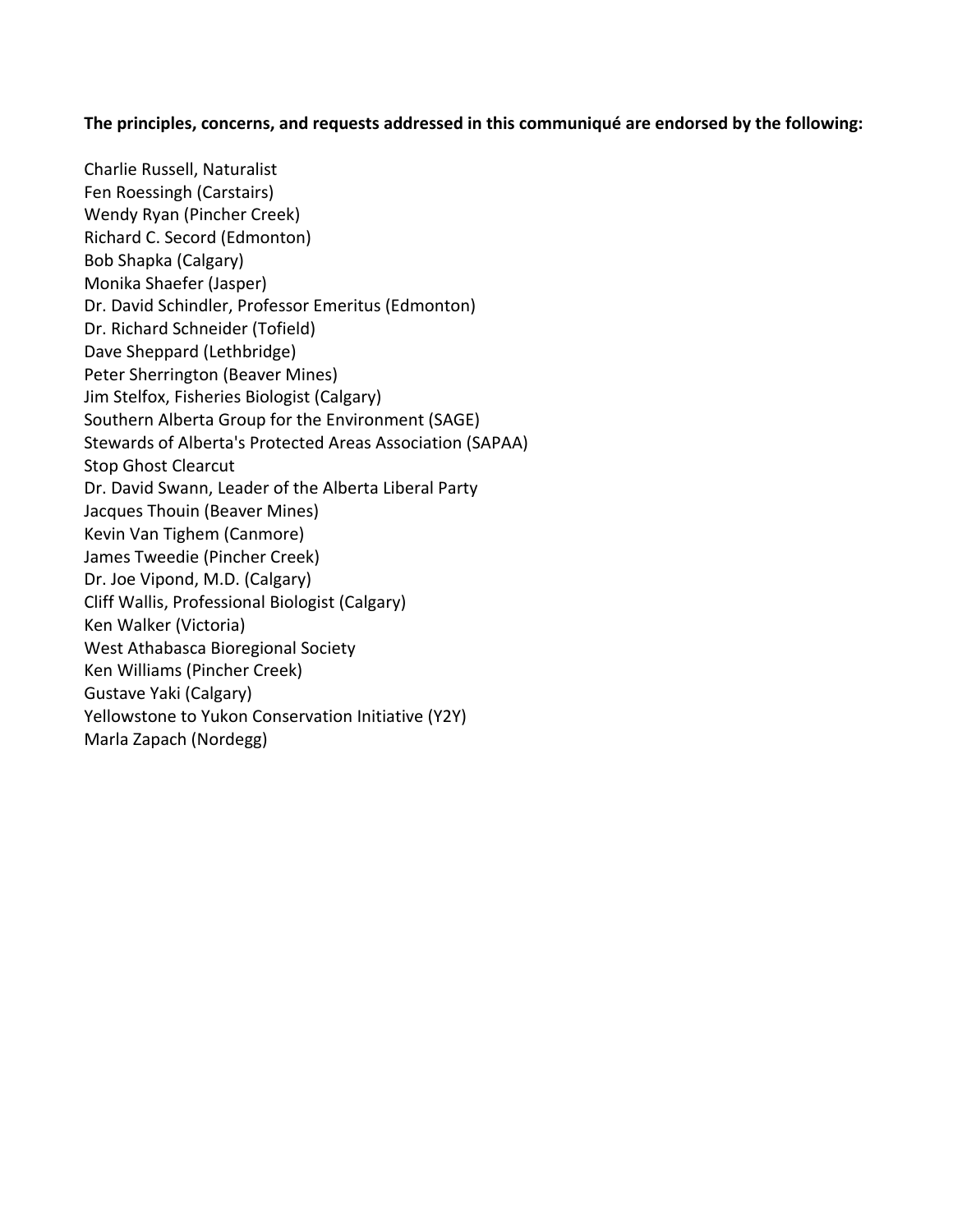**The principles, concerns, and requests addressed in this communiqué are endorsed by the following:**

Charlie Russell, Naturalist
Fen Roessingh (Carstairs)
Wendy Ryan (Pincher Creek)
Richard C. Secord (Edmonton)
Bob Shapka (Calgary)
Monika Shaefer (Jasper)
Dr. David Schindler, Professor Emeritus (Edmonton)
Dr. Richard Schneider (Tofield)
Dave Sheppard (Lethbridge)
Peter Sherrington (Beaver Mines)
Jim Stelfox, Fisheries Biologist (Calgary)
Southern Alberta Group for the Environment (SAGE)
Stewards of Alberta's Protected Areas Association (SAPAA)
Stop Ghost Clearcut
Dr. David Swann, Leader of the Alberta Liberal Party
Jacques Thouin (Beaver Mines)
Kevin Van Tighem (Canmore)
James Tweedie (Pincher Creek)
Dr. Joe Vipond, M.D. (Calgary)
Cliff Wallis, Professional Biologist (Calgary)
Ken Walker (Victoria)
West Athabasca Bioregional Society
Ken Williams (Pincher Creek)
Gustave Yaki (Calgary)
Yellowstone to Yukon Conservation Initiative (Y2Y)
Marla Zapach (Nordegg)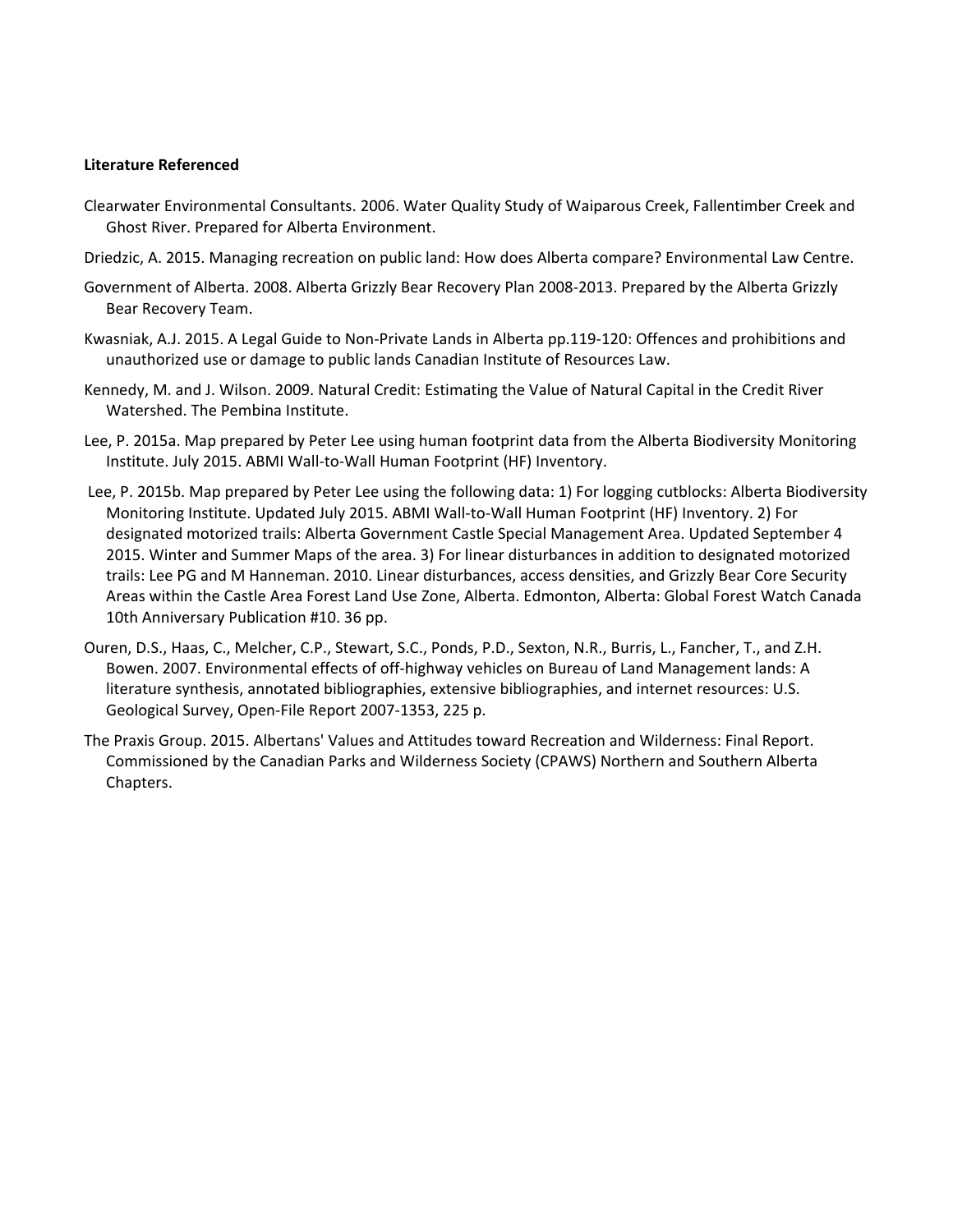**Literature Referenced**

Clearwater Environmental Consultants. 2006. Water Quality Study of Waiparous Creek, Fallentimber Creek and Ghost River. Prepared for Alberta Environment.

Driedzic, A. 2015. Managing recreation on public land: How does Alberta compare? Environmental Law Centre.

Government of Alberta. 2008. Alberta Grizzly Bear Recovery Plan 2008-2013. Prepared by the Alberta Grizzly Bear Recovery Team.

Kwasniak, A.J. 2015. A Legal Guide to Non-Private Lands in Alberta pp.119-120: Offences and prohibitions and unauthorized use or damage to public lands Canadian Institute of Resources Law.

Kennedy, M. and J. Wilson. 2009. Natural Credit: Estimating the Value of Natural Capital in the Credit River Watershed. The Pembina Institute.

Lee, P. 2015a. Map prepared by Peter Lee using human footprint data from the Alberta Biodiversity Monitoring Institute. July 2015. ABMI Wall-to-Wall Human Footprint (HF) Inventory.

Lee, P. 2015b. Map prepared by Peter Lee using the following data: 1) For logging cutblocks: Alberta Biodiversity Monitoring Institute. Updated July 2015. ABMI Wall-to-Wall Human Footprint (HF) Inventory. 2) For designated motorized trails: Alberta Government Castle Special Management Area. Updated September 4 2015. Winter and Summer Maps of the area. 3) For linear disturbances in addition to designated motorized trails: Lee PG and M Hanneman. 2010. Linear disturbances, access densities, and Grizzly Bear Core Security Areas within the Castle Area Forest Land Use Zone, Alberta. Edmonton, Alberta: Global Forest Watch Canada 10th Anniversary Publication #10. 36 pp.

Ouren, D.S., Haas, C., Melcher, C.P., Stewart, S.C., Ponds, P.D., Sexton, N.R., Burris, L., Fancher, T., and Z.H. Bowen. 2007. Environmental effects of off-highway vehicles on Bureau of Land Management lands: A literature synthesis, annotated bibliographies, extensive bibliographies, and internet resources: U.S. Geological Survey, Open-File Report 2007-1353, 225 p.

The Praxis Group. 2015. Albertans' Values and Attitudes toward Recreation and Wilderness: Final Report. Commissioned by the Canadian Parks and Wilderness Society (CPAWS) Northern and Southern Alberta Chapters.